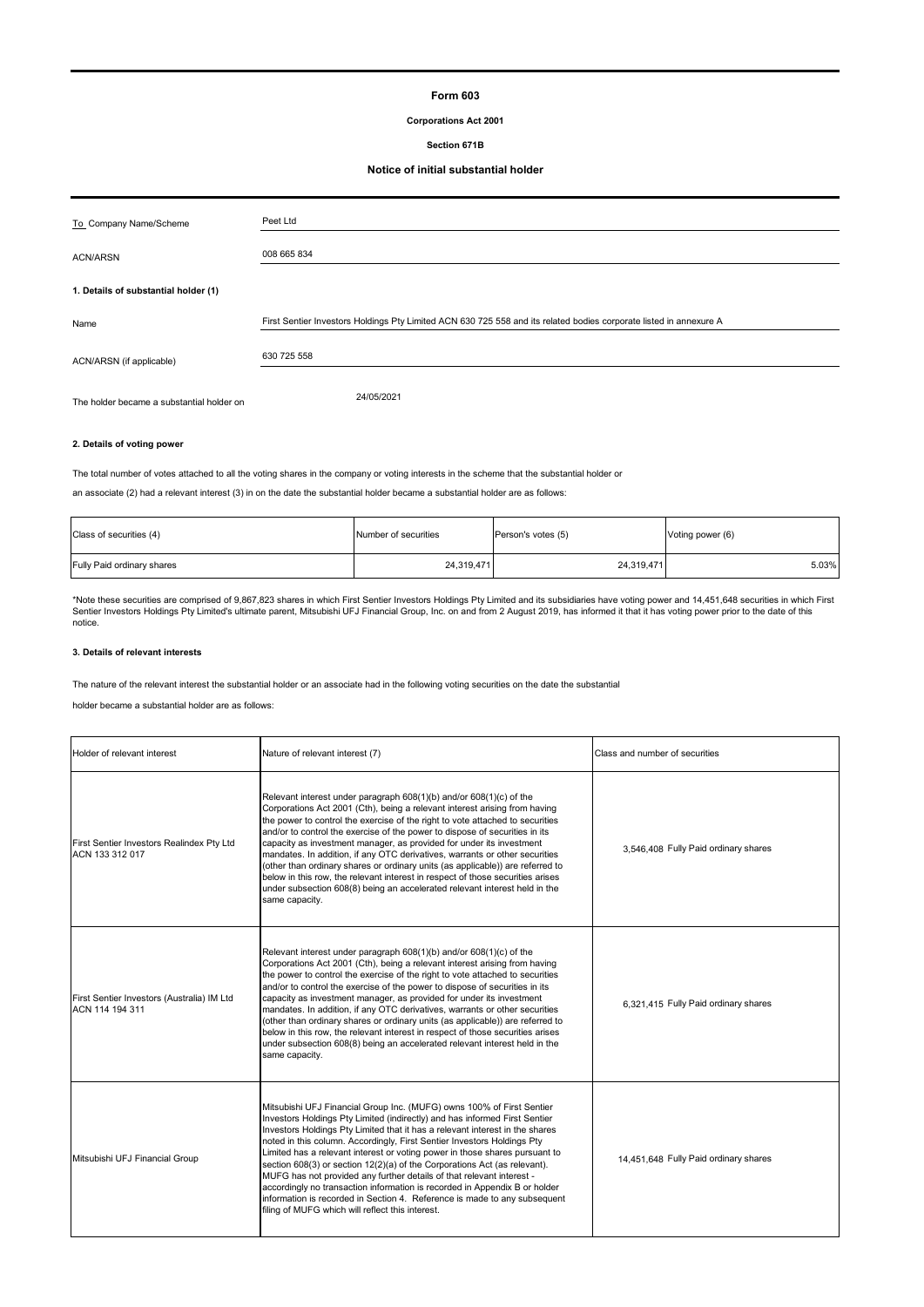# Form 603

**Corporations Act 2001**

**Section 671B**

**Notice of initial substantial holder**

| | |
|---|---|
| To Company Name/Scheme | Peet Ltd |
| ACN/ARSN | 008 665 834 |

**1. Details of substantial holder (1)**

| | |
|---|---|
| Name | First Sentier Investors Holdings Pty Limited ACN 630 725 558 and its related bodies corporate listed in annexure A |
| ACN/ARSN (if applicable) | 630 725 558 |
| The holder became a substantial holder on | 24/05/2021 |

**2. Details of voting power**

The total number of votes attached to all the voting shares in the company or voting interests in the scheme that the substantial holder or an associate (2) had a relevant interest (3) in on the date the substantial holder became a substantial holder are as follows:

| Class of securities (4) | Number of securities | Person's votes (5) | Voting power (6) |
|---|---|---|---|
| Fully Paid ordinary shares | 24,319,471 | 24,319,471 | 5.03% |

*Note these securities are comprised of 9,867,823 shares in which First Sentier Investors Holdings Pty Limited and its subsidiaries have voting power and 14,451,648 securities in which First Sentier Investors Holdings Pty Limited's ultimate parent, Mitsubishi UFJ Financial Group, Inc. on and from 2 August 2019, has informed it that it has voting power prior to the date of this notice.

**3. Details of relevant interests**

The nature of the relevant interest the substantial holder or an associate had in the following voting securities on the date the substantial holder became a substantial holder are as follows:

| Holder of relevant interest | Nature of relevant interest (7) | Class and number of securities |
|---|---|---|
| First Sentier Investors Realindex Pty Ltd ACN 133 312 017 | Relevant interest under paragraph 608(1)(b) and/or 608(1)(c) of the Corporations Act 2001 (Cth), being a relevant interest arising from having the power to control the exercise of the right to vote attached to securities and/or to control the exercise of the power to dispose of securities in its capacity as investment manager, as provided for under its investment mandates. In addition, if any OTC derivatives, warrants or other securities (other than ordinary shares or ordinary units (as applicable)) are referred to below in this row, the relevant interest in respect of those securities arises under subsection 608(8) being an accelerated relevant interest held in the same capacity. | 3,546,408 Fully Paid ordinary shares |
| First Sentier Investors (Australia) IM Ltd ACN 114 194 311 | Relevant interest under paragraph 608(1)(b) and/or 608(1)(c) of the Corporations Act 2001 (Cth), being a relevant interest arising from having the power to control the exercise of the right to vote attached to securities and/or to control the exercise of the power to dispose of securities in its capacity as investment manager, as provided for under its investment mandates. In addition, if any OTC derivatives, warrants or other securities (other than ordinary shares or ordinary units (as applicable)) are referred to below in this row, the relevant interest in respect of those securities arises under subsection 608(8) being an accelerated relevant interest held in the same capacity. | 6,321,415 Fully Paid ordinary shares |
| Mitsubishi UFJ Financial Group | Mitsubishi UFJ Financial Group Inc. (MUFG) owns 100% of First Sentier Investors Holdings Pty Limited (indirectly) and has informed First Sentier Investors Holdings Pty Limited that it has a relevant interest in the shares noted in this column. Accordingly, First Sentier Investors Holdings Pty Limited has a relevant interest or voting power in those shares pursuant to section 608(3) or section 12(2)(a) of the Corporations Act (as relevant). MUFG has not provided any further details of that relevant interest - accordingly no transaction information is recorded in Appendix B or holder information is recorded in Section 4. Reference is made to any subsequent filing of MUFG which will reflect this interest. | 14,451,648 Fully Paid ordinary shares |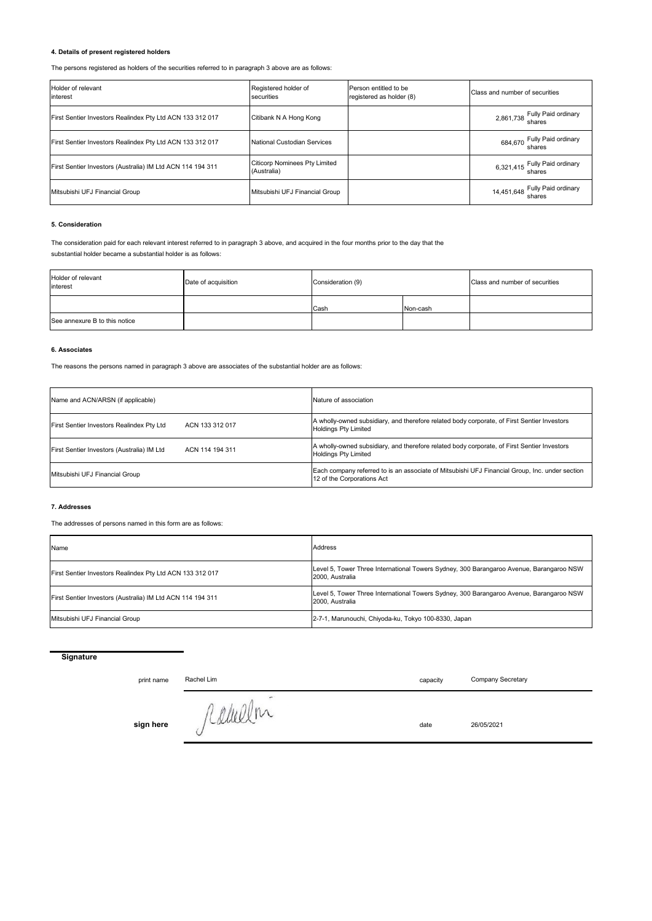**4. Details of present registered holders**

The persons registered as holders of the securities referred to in paragraph 3 above are as follows:

| Holder of relevant interest | Registered holder of securities | Person entitled to be registered as holder (8) | Class and number of securities |
|---|---|---|---|
| First Sentier Investors Realindex Pty Ltd ACN 133 312 017 | Citibank N A Hong Kong | | 2,861,738 Fully Paid ordinary shares |
| First Sentier Investors Realindex Pty Ltd ACN 133 312 017 | National Custodian Services | | 684,670 Fully Paid ordinary shares |
| First Sentier Investors (Australia) IM Ltd ACN 114 194 311 | Citicorp Nominees Pty Limited (Australia) | | 6,321,415 Fully Paid ordinary shares |
| Mitsubishi UFJ Financial Group | Mitsubishi UFJ Financial Group | | 14,451,648 Fully Paid ordinary shares |

**5. Consideration**

The consideration paid for each relevant interest referred to in paragraph 3 above, and acquired in the four months prior to the day that the substantial holder became a substantial holder is as follows:

| Holder of relevant interest | Date of acquisition | Consideration (9) | | Class and number of securities |
|---|---|---|---|---|
| | | Cash | Non-cash | |
| See annexure B to this notice | | | | |

**6. Associates**

The reasons the persons named in paragraph 3 above are associates of the substantial holder are as follows:

| Name and ACN/ARSN (if applicable) | Nature of association |
|---|---|
| First Sentier Investors Realindex Pty Ltd ACN 133 312 017 | A wholly-owned subsidiary, and therefore related body corporate, of First Sentier Investors Holdings Pty Limited |
| First Sentier Investors (Australia) IM Ltd ACN 114 194 311 | A wholly-owned subsidiary, and therefore related body corporate, of First Sentier Investors Holdings Pty Limited |
| Mitsubishi UFJ Financial Group | Each company referred to is an associate of Mitsubishi UFJ Financial Group, Inc. under section 12 of the Corporations Act |

**7. Addresses**

The addresses of persons named in this form are as follows:

| Name | Address |
|---|---|
| First Sentier Investors Realindex Pty Ltd ACN 133 312 017 | Level 5, Tower Three International Towers Sydney, 300 Barangaroo Avenue, Barangaroo NSW 2000, Australia |
| First Sentier Investors (Australia) IM Ltd ACN 114 194 311 | Level 5, Tower Three International Towers Sydney, 300 Barangaroo Avenue, Barangaroo NSW 2000, Australia |
| Mitsubishi UFJ Financial Group | 2-7-1, Marunouchi, Chiyoda-ku, Tokyo 100-8330, Japan |

**Signature**

| | | | |
|---|---|---|---|
| print name | Rachel Lim | capacity | Company Secretary |
| **sign here** | | date | 26/05/2021 |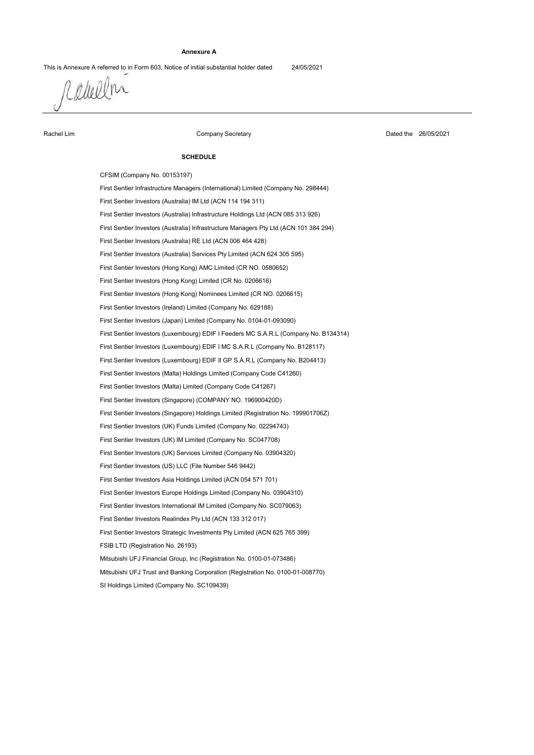**Annexure A**

This is Annexure A referred to in Form 603, Notice of initial substantial holder dated 24/05/2021

Rachel Lim Company Secretary Dated the 26/05/2021

**SCHEDULE**

CFSIM (Company No. 00153197)

First Sentier Infrastructure Managers (International) Limited (Company No. 298444)

First Sentier Investors (Australia) IM Ltd (ACN 114 194 311)

First Sentier Investors (Australia) Infrastructure Holdings Ltd (ACN 085 313 926)

First Sentier Investors (Australia) Infrastructure Managers Pty Ltd (ACN 101 384 294)

First Sentier Investors (Australia) RE Ltd (ACN 006 464 428)

First Sentier Investors (Australia) Services Pty Limited (ACN 624 305 595)

First Sentier Investors (Hong Kong) AMC Limited (CR NO. 0580652)

First Sentier Investors (Hong Kong) Limited (CR No. 0206616)

First Sentier Investors (Hong Kong) Nominees Limited (CR NO. 0206615)

First Sentier Investors (Ireland) Limited (Company No. 629188)

First Sentier Investors (Japan) Limited (Company No. 0104-01-093090)

First Sentier Investors (Luxembourg) EDIF I Feeders MC S.A.R.L (Company No. B134314)

First Sentier Investors (Luxembourg) EDIF I MC S.A.R.L (Company No. B128117)

First Sentier Investors (Luxembourg) EDIF II GP S.Á.R.L (Company No. B204413)

First Sentier Investors (Malta) Holdings Limited (Company Code C41260)

First Sentier Investors (Malta) Limited (Company Code C41267)

First Sentier Investors (Singapore) (COMPANY NO. 196900420D)

First Sentier Investors (Singapore) Holdings Limited (Registration No. 199901706Z)

First Sentier Investors (UK) Funds Limited (Company No. 02294743)

First Sentier Investors (UK) IM Limited (Company No. SC047708)

First Sentier Investors (UK) Services Limited (Company No. 03904320)

First Sentier Investors (US) LLC (File Number 546 9442)

First Sentier Investors Asia Holdings Limited (ACN 054 571 701)

First Sentier Investors Europe Holdings Limited (Company No. 03904310)

First Sentier Investors International IM Limited (Company No. SC079063)

First Sentier Investors Realindex Pty Ltd (ACN 133 312 017)

First Sentier Investors Strategic Investments Pty Limited (ACN 625 765 399)

FSIB LTD (Registration No. 26193)

Mitsubishi UFJ Financial Group, Inc (Registration No. 0100-01-073486)

Mitsubishi UFJ Trust and Banking Corporation (Registration No. 0100-01-008770)

SI Holdings Limited (Company No. SC109439)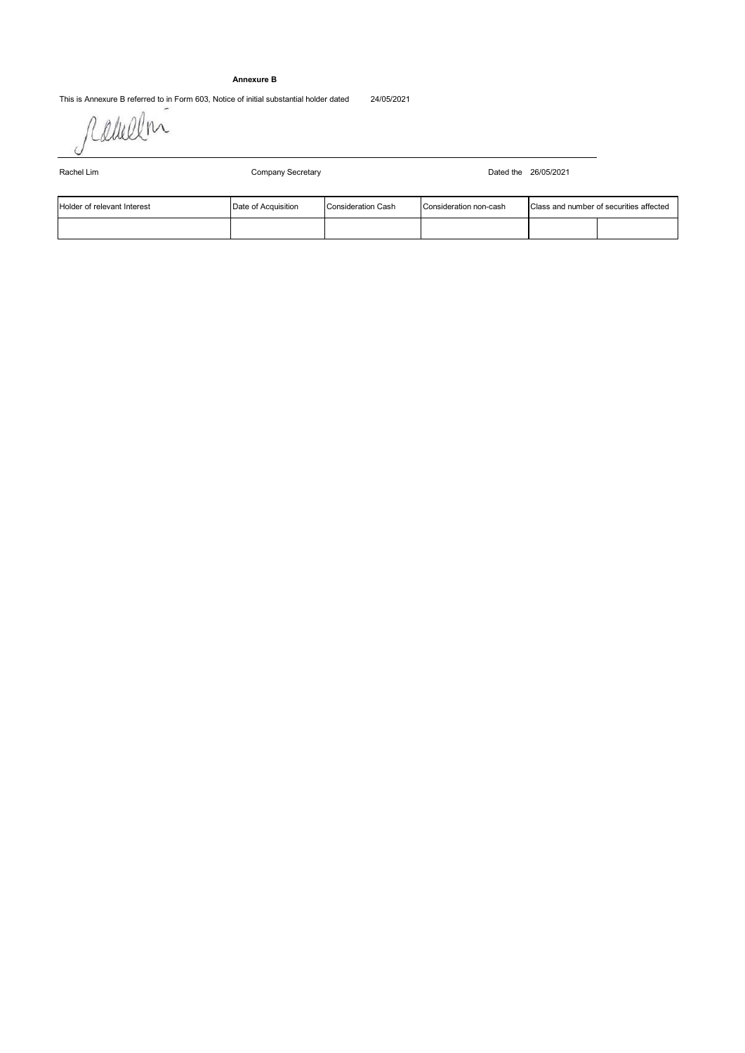**Annexure B**

This is Annexure B referred to in Form 603, Notice of initial substantial holder dated 24/05/2021

Rachel Lim | Company Secretary | Dated the 26/05/2021

| Holder of relevant Interest | Date of Acquisition | Consideration Cash | Consideration non-cash | Class and number of securities affected | |
|---|---|---|---|---|---|
| | | | | | |